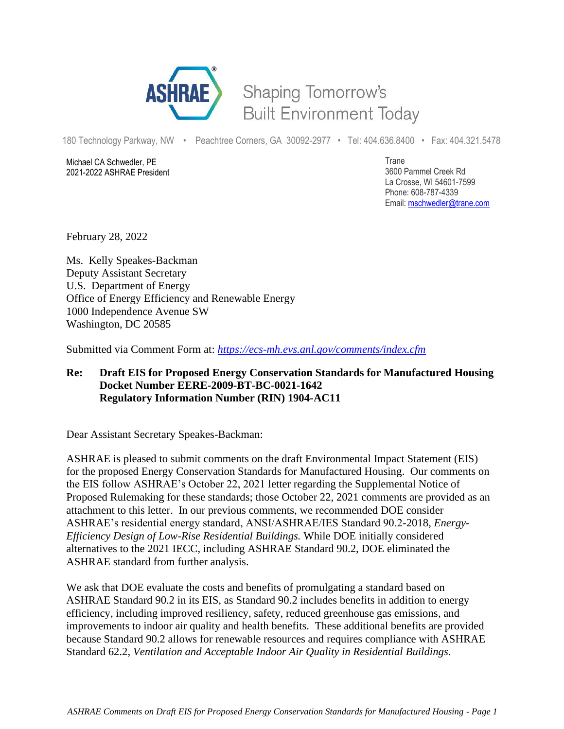ASHRAE

Shaping Tomorrow's Built Environment Today

180 Technology Parkway, NW • Peachtree Corners, GA 30092-2977 • Tel: 404.636.8400 • Fax: 404.321.5478

Michael CA Schwedler, PE
2021-2022 ASHRAE President

Trane
3600 Pammel Creek Rd
La Crosse, WI 54601-7599
Phone: 608-787-4339
Email: mschwedler@trane.com

February 28, 2022

Ms. Kelly Speakes-Backman
Deputy Assistant Secretary
U.S. Department of Energy
Office of Energy Efficiency and Renewable Energy
1000 Independence Avenue SW
Washington, DC 20585

Submitted via Comment Form at: *https://ecs-mh.evs.anl.gov/comments/index.cfm*

**Re: Draft EIS for Proposed Energy Conservation Standards for Manufactured Housing**
**Docket Number EERE-2009-BT-BC-0021-1642**
**Regulatory Information Number (RIN) 1904-AC11**

Dear Assistant Secretary Speakes-Backman:

ASHRAE is pleased to submit comments on the draft Environmental Impact Statement (EIS) for the proposed Energy Conservation Standards for Manufactured Housing. Our comments on the EIS follow ASHRAE's October 22, 2021 letter regarding the Supplemental Notice of Proposed Rulemaking for these standards; those October 22, 2021 comments are provided as an attachment to this letter. In our previous comments, we recommended DOE consider ASHRAE's residential energy standard, ANSI/ASHRAE/IES Standard 90.2-2018, *Energy-Efficiency Design of Low-Rise Residential Buildings.* While DOE initially considered alternatives to the 2021 IECC, including ASHRAE Standard 90.2, DOE eliminated the ASHRAE standard from further analysis.

We ask that DOE evaluate the costs and benefits of promulgating a standard based on ASHRAE Standard 90.2 in its EIS, as Standard 90.2 includes benefits in addition to energy efficiency, including improved resiliency, safety, reduced greenhouse gas emissions, and improvements to indoor air quality and health benefits. These additional benefits are provided because Standard 90.2 allows for renewable resources and requires compliance with ASHRAE Standard 62.2, *Ventilation and Acceptable Indoor Air Quality in Residential Buildings*.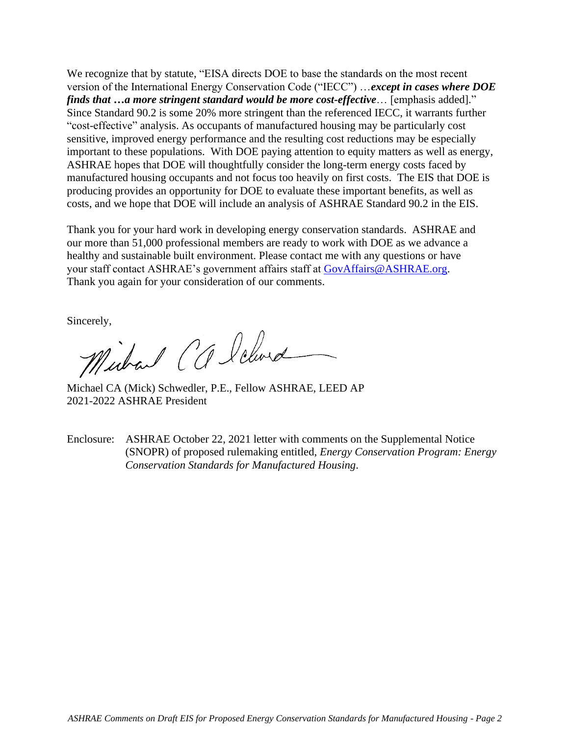We recognize that by statute, "EISA directs DOE to base the standards on the most recent version of the International Energy Conservation Code ("IECC") …***except in cases where DOE finds that …a more stringent standard would be more cost-effective***… [emphasis added]." Since Standard 90.2 is some 20% more stringent than the referenced IECC, it warrants further "cost-effective" analysis. As occupants of manufactured housing may be particularly cost sensitive, improved energy performance and the resulting cost reductions may be especially important to these populations. With DOE paying attention to equity matters as well as energy, ASHRAE hopes that DOE will thoughtfully consider the long-term energy costs faced by manufactured housing occupants and not focus too heavily on first costs. The EIS that DOE is producing provides an opportunity for DOE to evaluate these important benefits, as well as costs, and we hope that DOE will include an analysis of ASHRAE Standard 90.2 in the EIS.

Thank you for your hard work in developing energy conservation standards. ASHRAE and our more than 51,000 professional members are ready to work with DOE as we advance a healthy and sustainable built environment. Please contact me with any questions or have your staff contact ASHRAE's government affairs staff at [GovAffairs@ASHRAE.org](mailto:GovAffairs@ASHRAE.org). Thank you again for your consideration of our comments.

Sincerely,

Michael CA (Mick) Schwedler, P.E., Fellow ASHRAE, LEED AP
2021-2022 ASHRAE President

Enclosure: ASHRAE October 22, 2021 letter with comments on the Supplemental Notice (SNOPR) of proposed rulemaking entitled, *Energy Conservation Program: Energy Conservation Standards for Manufactured Housing*.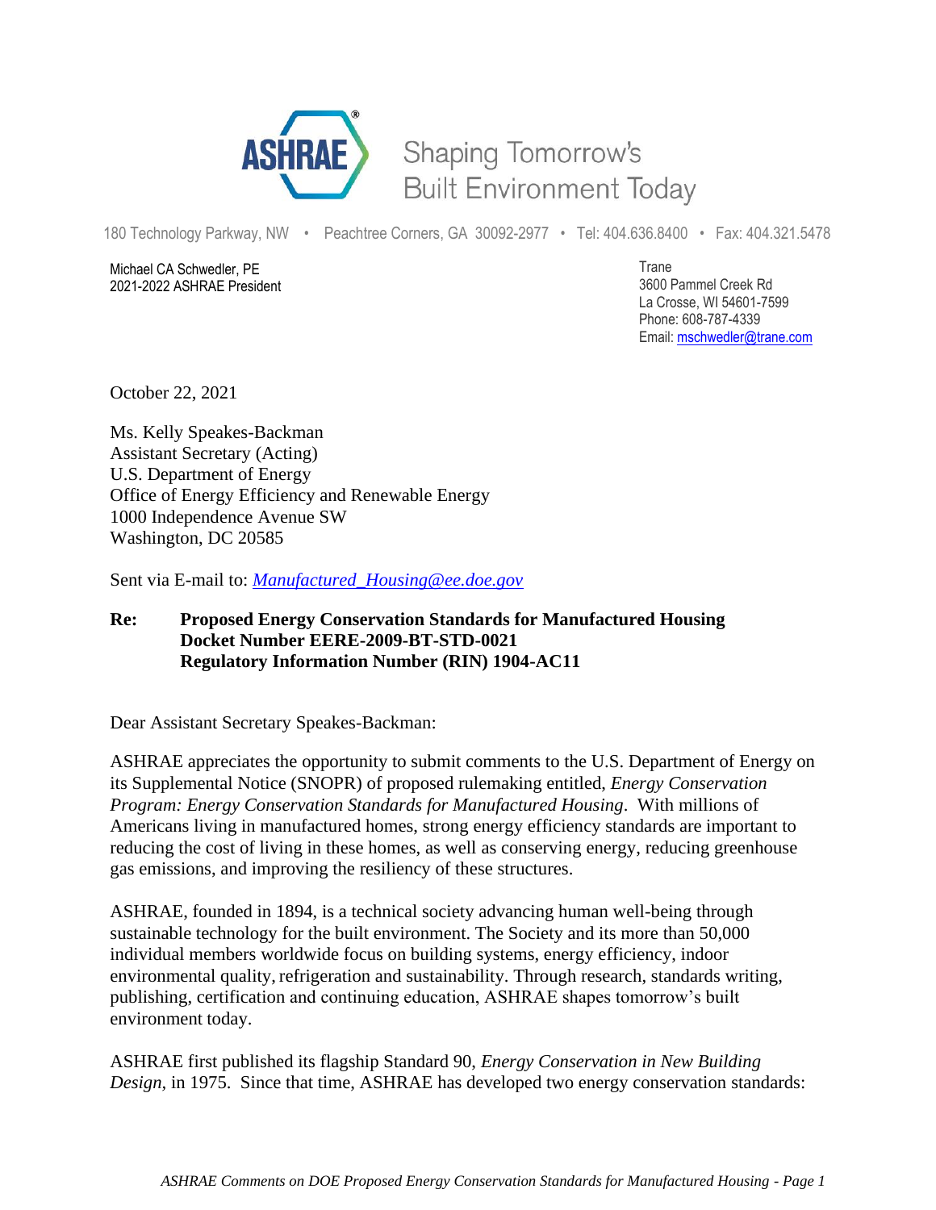180 Technology Parkway, NW • Peachtree Corners, GA 30092-2977 • Tel: 404.636.8400 • Fax: 404.321.5478

Michael CA Schwedler, PE
2021-2022 ASHRAE President

Trane
3600 Pammel Creek Rd
La Crosse, WI 54601-7599
Phone: 608-787-4339
Email: mschwedler@trane.com

October 22, 2021

Ms. Kelly Speakes-Backman
Assistant Secretary (Acting)
U.S. Department of Energy
Office of Energy Efficiency and Renewable Energy
1000 Independence Avenue SW
Washington, DC 20585

Sent via E-mail to: *Manufactured_Housing@ee.doe.gov*

**Re: Proposed Energy Conservation Standards for Manufactured Housing**
**Docket Number EERE-2009-BT-STD-0021**
**Regulatory Information Number (RIN) 1904-AC11**

Dear Assistant Secretary Speakes-Backman:

ASHRAE appreciates the opportunity to submit comments to the U.S. Department of Energy on its Supplemental Notice (SNOPR) of proposed rulemaking entitled, *Energy Conservation Program: Energy Conservation Standards for Manufactured Housing*. With millions of Americans living in manufactured homes, strong energy efficiency standards are important to reducing the cost of living in these homes, as well as conserving energy, reducing greenhouse gas emissions, and improving the resiliency of these structures.

ASHRAE, founded in 1894, is a technical society advancing human well-being through sustainable technology for the built environment. The Society and its more than 50,000 individual members worldwide focus on building systems, energy efficiency, indoor environmental quality, refrigeration and sustainability. Through research, standards writing, publishing, certification and continuing education, ASHRAE shapes tomorrow's built environment today.

ASHRAE first published its flagship Standard 90, *Energy Conservation in New Building Design*, in 1975. Since that time, ASHRAE has developed two energy conservation standards: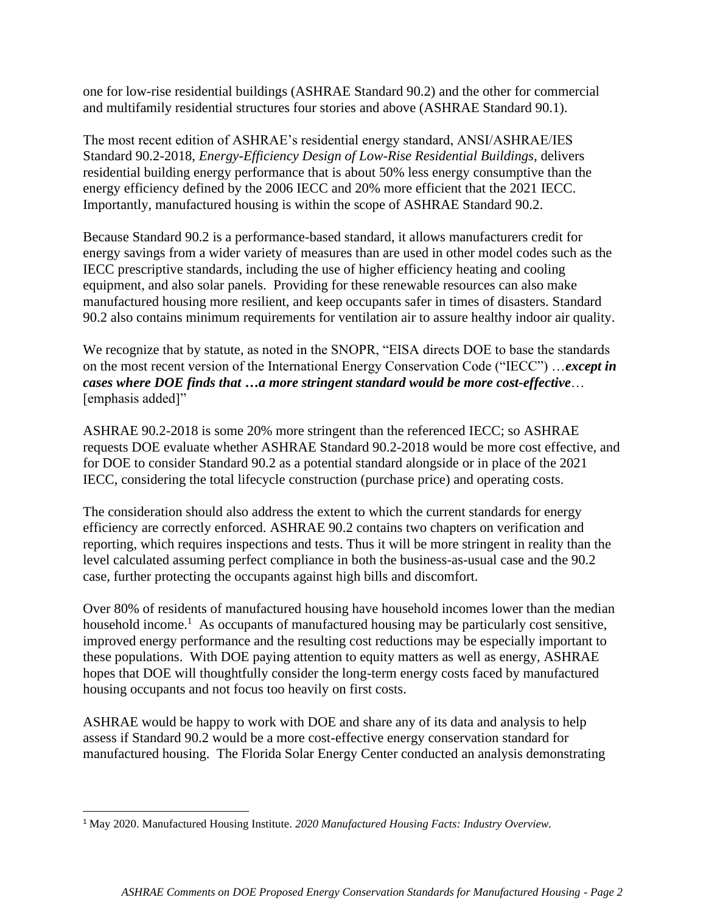one for low-rise residential buildings (ASHRAE Standard 90.2) and the other for commercial and multifamily residential structures four stories and above (ASHRAE Standard 90.1).

The most recent edition of ASHRAE's residential energy standard, ANSI/ASHRAE/IES Standard 90.2-2018, *Energy-Efficiency Design of Low-Rise Residential Buildings*, delivers residential building energy performance that is about 50% less energy consumptive than the energy efficiency defined by the 2006 IECC and 20% more efficient that the 2021 IECC. Importantly, manufactured housing is within the scope of ASHRAE Standard 90.2.

Because Standard 90.2 is a performance-based standard, it allows manufacturers credit for energy savings from a wider variety of measures than are used in other model codes such as the IECC prescriptive standards, including the use of higher efficiency heating and cooling equipment, and also solar panels. Providing for these renewable resources can also make manufactured housing more resilient, and keep occupants safer in times of disasters. Standard 90.2 also contains minimum requirements for ventilation air to assure healthy indoor air quality.

We recognize that by statute, as noted in the SNOPR, "EISA directs DOE to base the standards on the most recent version of the International Energy Conservation Code ("IECC") …***except in cases where DOE finds that …a more stringent standard would be more cost-effective***… [emphasis added]"

ASHRAE 90.2-2018 is some 20% more stringent than the referenced IECC; so ASHRAE requests DOE evaluate whether ASHRAE Standard 90.2-2018 would be more cost effective, and for DOE to consider Standard 90.2 as a potential standard alongside or in place of the 2021 IECC, considering the total lifecycle construction (purchase price) and operating costs.

The consideration should also address the extent to which the current standards for energy efficiency are correctly enforced. ASHRAE 90.2 contains two chapters on verification and reporting, which requires inspections and tests. Thus it will be more stringent in reality than the level calculated assuming perfect compliance in both the business-as-usual case and the 90.2 case, further protecting the occupants against high bills and discomfort.

Over 80% of residents of manufactured housing have household incomes lower than the median household income.[1] As occupants of manufactured housing may be particularly cost sensitive, improved energy performance and the resulting cost reductions may be especially important to these populations. With DOE paying attention to equity matters as well as energy, ASHRAE hopes that DOE will thoughtfully consider the long-term energy costs faced by manufactured housing occupants and not focus too heavily on first costs.

ASHRAE would be happy to work with DOE and share any of its data and analysis to help assess if Standard 90.2 would be a more cost-effective energy conservation standard for manufactured housing. The Florida Solar Energy Center conducted an analysis demonstrating

[1] May 2020. Manufactured Housing Institute. *2020 Manufactured Housing Facts: Industry Overview.*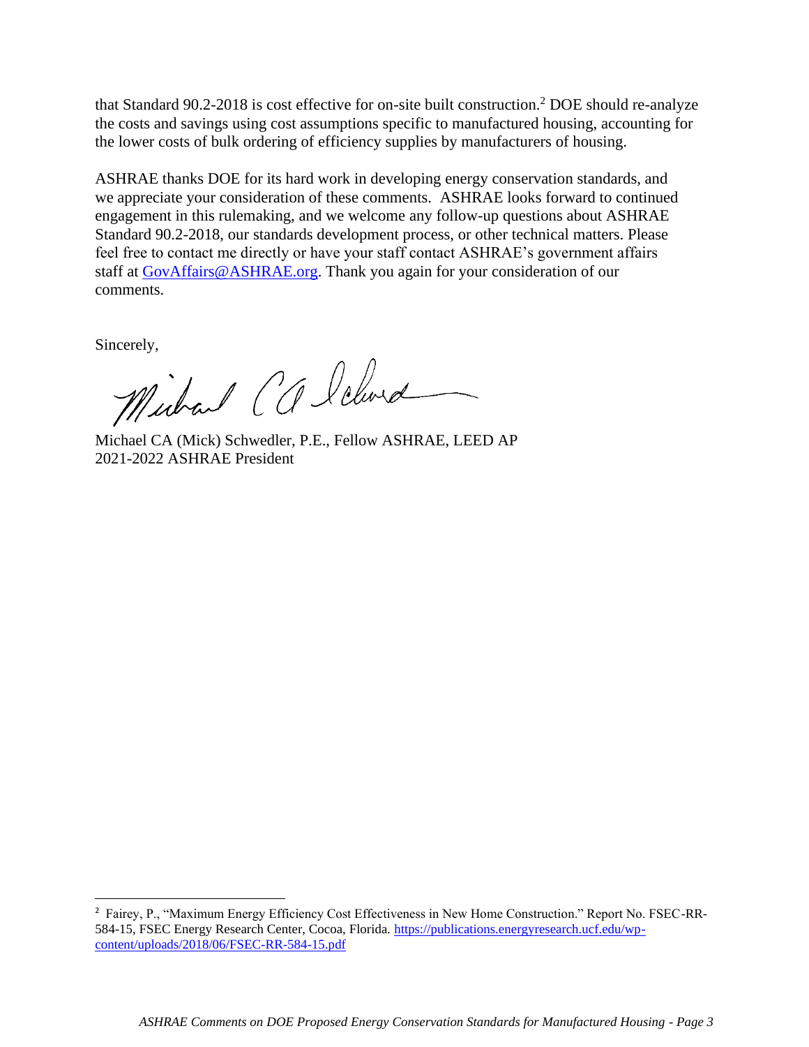that Standard 90.2-2018 is cost effective for on-site built construction.[2] DOE should re-analyze the costs and savings using cost assumptions specific to manufactured housing, accounting for the lower costs of bulk ordering of efficiency supplies by manufacturers of housing.

ASHRAE thanks DOE for its hard work in developing energy conservation standards, and we appreciate your consideration of these comments. ASHRAE looks forward to continued engagement in this rulemaking, and we welcome any follow-up questions about ASHRAE Standard 90.2-2018, our standards development process, or other technical matters. Please feel free to contact me directly or have your staff contact ASHRAE's government affairs staff at [GovAffairs@ASHRAE.org](mailto:GovAffairs@ASHRAE.org). Thank you again for your consideration of our comments.

Sincerely,

Michael CA (Mick) Schwedler, P.E., Fellow ASHRAE, LEED AP
2021-2022 ASHRAE President

---

[2] Fairey, P., "Maximum Energy Efficiency Cost Effectiveness in New Home Construction." Report No. FSEC-RR-584-15, FSEC Energy Research Center, Cocoa, Florida. [https://publications.energyresearch.ucf.edu/wp-content/uploads/2018/06/FSEC-RR-584-15.pdf](https://publications.energyresearch.ucf.edu/wp-content/uploads/2018/06/FSEC-RR-584-15.pdf)